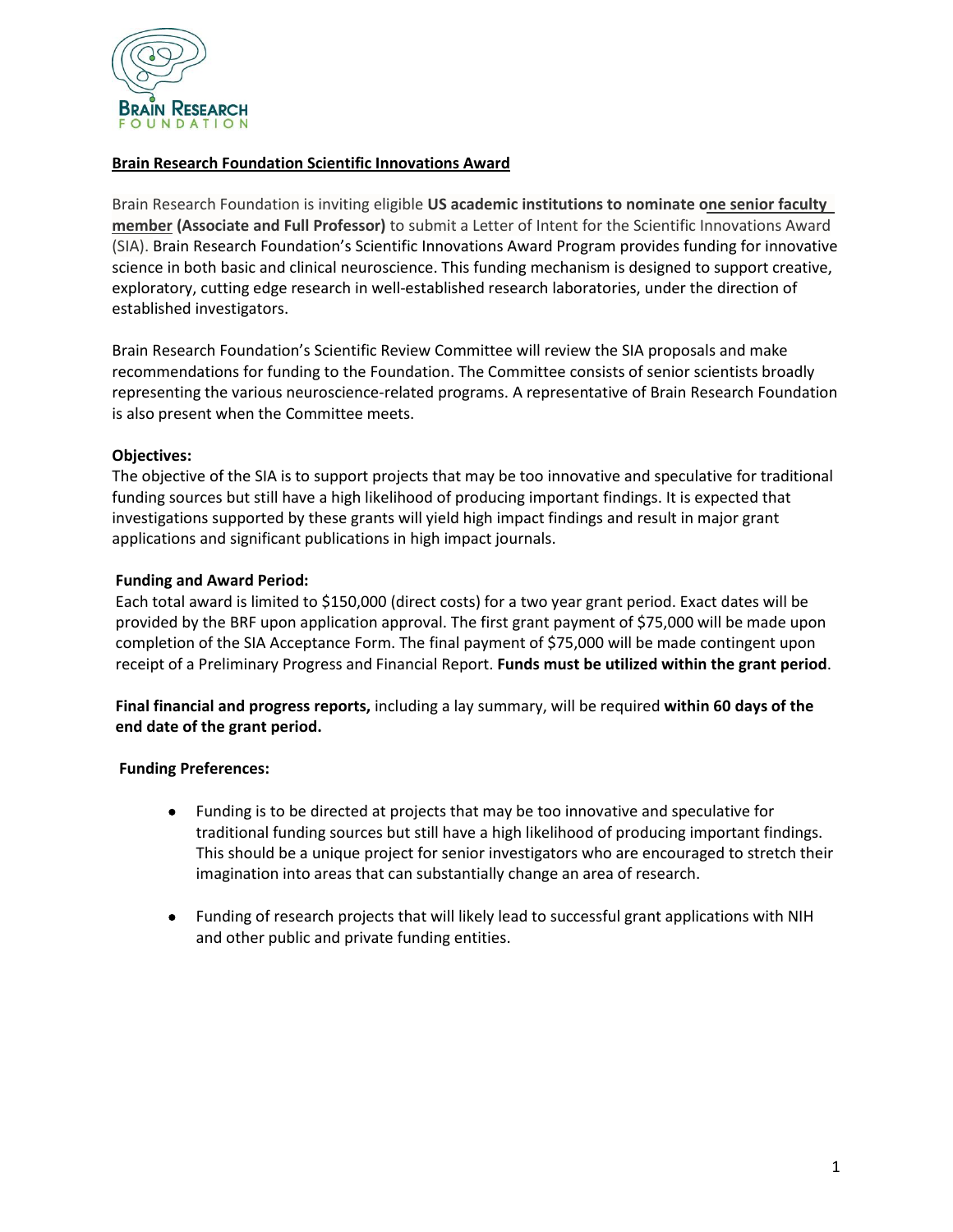## Brain Research Foundation Scientific Innovations Award

Brain Research Foundation is inviting eligible **US academic institutions to nominate one senior faculty member (Associate and Full Professor)** to submit a Letter of Intent for the Scientific Innovations Award (SIA). Brain Research Foundation's Scientific Innovations Award Program provides funding for innovative science in both basic and clinical neuroscience. This funding mechanism is designed to support creative, exploratory, cutting edge research in well-established research laboratories, under the direction of established investigators.

Brain Research Foundation's Scientific Review Committee will review the SIA proposals and make recommendations for funding to the Foundation. The Committee consists of senior scientists broadly representing the various neuroscience-related programs. A representative of Brain Research Foundation is also present when the Committee meets.

**Objectives:**

The objective of the SIA is to support projects that may be too innovative and speculative for traditional funding sources but still have a high likelihood of producing important findings. It is expected that investigations supported by these grants will yield high impact findings and result in major grant applications and significant publications in high impact journals.

**Funding and Award Period:**

Each total award is limited to $150,000 (direct costs) for a two year grant period. Exact dates will be provided by the BRF upon application approval. The first grant payment of $75,000 will be made upon completion of the SIA Acceptance Form. The final payment of $75,000 will be made contingent upon receipt of a Preliminary Progress and Financial Report. **Funds must be utilized within the grant period**.

**Final financial and progress reports,** including a lay summary, will be required **within 60 days of the end date of the grant period.**

**Funding Preferences:**

- Funding is to be directed at projects that may be too innovative and speculative for traditional funding sources but still have a high likelihood of producing important findings. This should be a unique project for senior investigators who are encouraged to stretch their imagination into areas that can substantially change an area of research.
- Funding of research projects that will likely lead to successful grant applications with NIH and other public and private funding entities.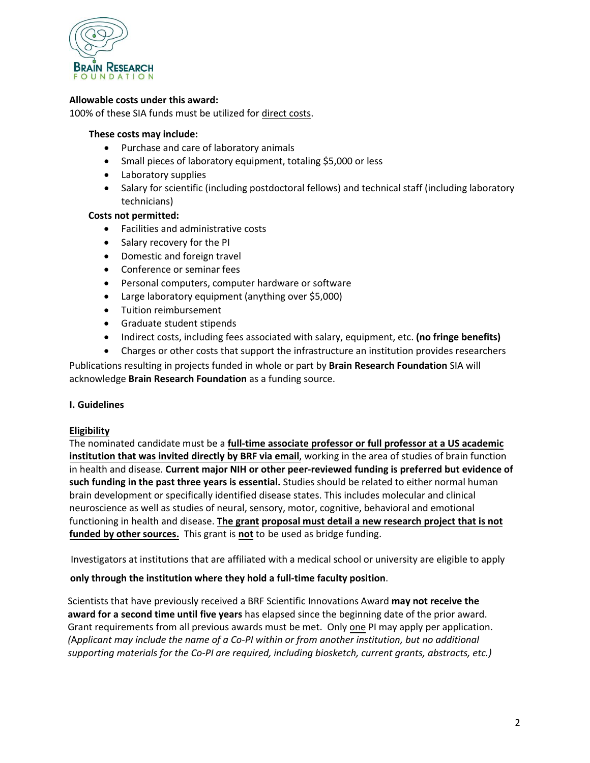**Allowable costs under this award:**
100% of these SIA funds must be utilized for direct costs.

**These costs may include:**

- Purchase and care of laboratory animals
- Small pieces of laboratory equipment, totaling $5,000 or less
- Laboratory supplies
- Salary for scientific (including postdoctoral fellows) and technical staff (including laboratory technicians)

**Costs not permitted:**

- Facilities and administrative costs
- Salary recovery for the PI
- Domestic and foreign travel
- Conference or seminar fees
- Personal computers, computer hardware or software
- Large laboratory equipment (anything over $5,000)
- Tuition reimbursement
- Graduate student stipends
- Indirect costs, including fees associated with salary, equipment, etc. **(no fringe benefits)**
- Charges or other costs that support the infrastructure an institution provides researchers

Publications resulting in projects funded in whole or part by **Brain Research Foundation** SIA will acknowledge **Brain Research Foundation** as a funding source.

**I. Guidelines**

**Eligibility**

The nominated candidate must be a **full-time associate professor or full professor at a US academic institution that was invited directly by BRF via email**, working in the area of studies of brain function in health and disease. **Current major NIH or other peer-reviewed funding is preferred but evidence of such funding in the past three years is essential.** Studies should be related to either normal human brain development or specifically identified disease states. This includes molecular and clinical neuroscience as well as studies of neural, sensory, motor, cognitive, behavioral and emotional functioning in health and disease. **The grant proposal must detail a new research project that is not funded by other sources.** This grant is **not** to be used as bridge funding.

Investigators at institutions that are affiliated with a medical school or university are eligible to apply **only through the institution where they hold a full-time faculty position**.

Scientists that have previously received a BRF Scientific Innovations Award **may not receive the award for a second time until five years** has elapsed since the beginning date of the prior award. Grant requirements from all previous awards must be met. Only one PI may apply per application. *(Applicant may include the name of a Co-PI within or from another institution, but no additional supporting materials for the Co-PI are required, including biosketch, current grants, abstracts, etc.)*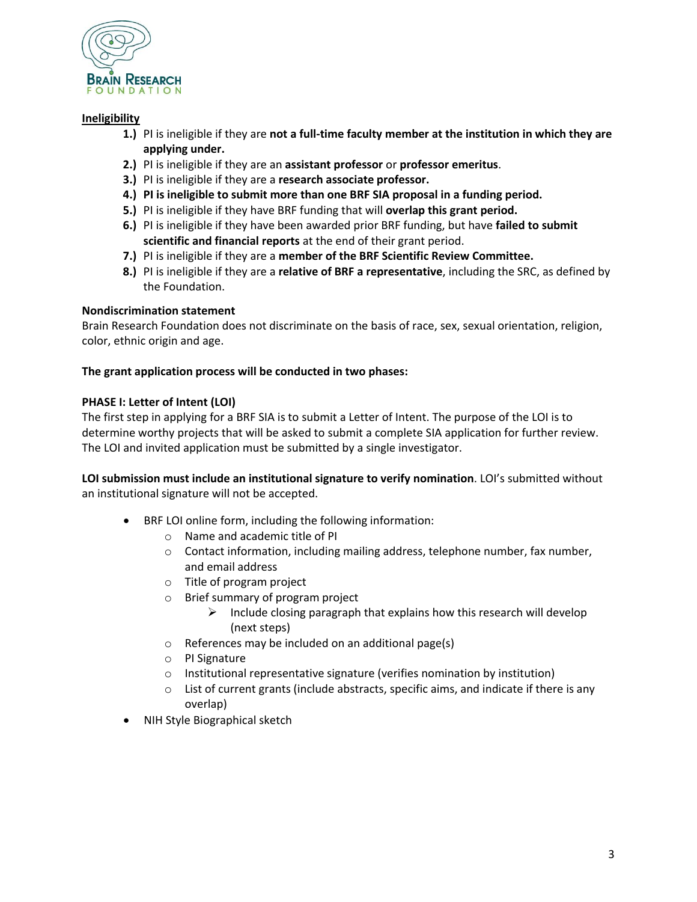**Ineligibility**

1.) PI is ineligible if they are **not a full-time faculty member at the institution in which they are applying under.**
2.) PI is ineligible if they are an **assistant professor** or **professor emeritus**.
3.) PI is ineligible if they are a **research associate professor.**
4.) **PI is ineligible to submit more than one BRF SIA proposal in a funding period.**
5.) PI is ineligible if they have BRF funding that will **overlap this grant period.**
6.) PI is ineligible if they have been awarded prior BRF funding, but have **failed to submit scientific and financial reports** at the end of their grant period.
7.) PI is ineligible if they are a **member of the BRF Scientific Review Committee.**
8.) PI is ineligible if they are a **relative of BRF a representative**, including the SRC, as defined by the Foundation.

**Nondiscrimination statement**

Brain Research Foundation does not discriminate on the basis of race, sex, sexual orientation, religion, color, ethnic origin and age.

**The grant application process will be conducted in two phases:**

**PHASE I: Letter of Intent (LOI)**

The first step in applying for a BRF SIA is to submit a Letter of Intent. The purpose of the LOI is to determine worthy projects that will be asked to submit a complete SIA application for further review. The LOI and invited application must be submitted by a single investigator.

**LOI submission must include an institutional signature to verify nomination**. LOI's submitted without an institutional signature will not be accepted.

- BRF LOI online form, including the following information:
  - Name and academic title of PI
  - Contact information, including mailing address, telephone number, fax number, and email address
  - Title of program project
  - Brief summary of program project
    - Include closing paragraph that explains how this research will develop (next steps)
  - References may be included on an additional page(s)
  - PI Signature
  - Institutional representative signature (verifies nomination by institution)
  - List of current grants (include abstracts, specific aims, and indicate if there is any overlap)
- NIH Style Biographical sketch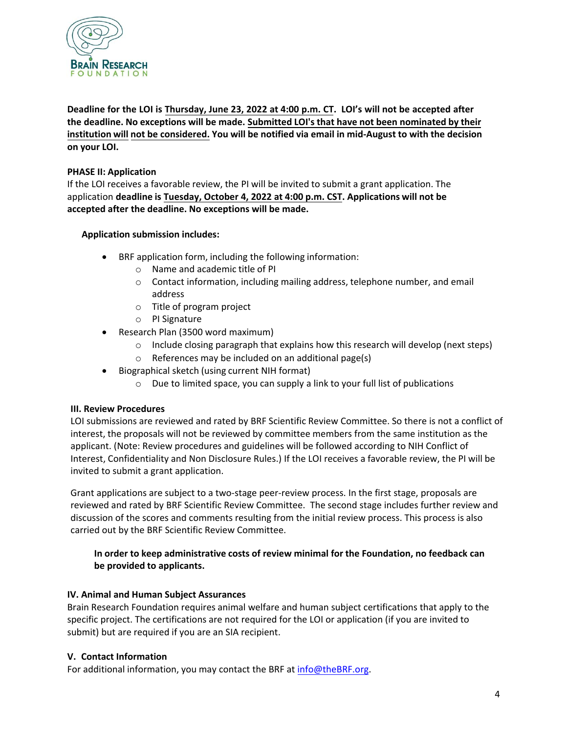**Deadline for the LOI is Thursday, June 23, 2022 at 4:00 p.m. CT. LOI's will not be accepted after the deadline. No exceptions will be made. Submitted LOI's that have not been nominated by their institution will not be considered. You will be notified via email in mid-August to with the decision on your LOI.**

**PHASE II: Application**

If the LOI receives a favorable review, the PI will be invited to submit a grant application. The application **deadline is Tuesday, October 4, 2022 at 4:00 p.m. CST. Applications will not be accepted after the deadline. No exceptions will be made.**

**Application submission includes:**

- BRF application form, including the following information:
  - Name and academic title of PI
  - Contact information, including mailing address, telephone number, and email address
  - Title of program project
  - PI Signature
- Research Plan (3500 word maximum)
  - Include closing paragraph that explains how this research will develop (next steps)
  - References may be included on an additional page(s)
- Biographical sketch (using current NIH format)
  - Due to limited space, you can supply a link to your full list of publications

### III. Review Procedures

LOI submissions are reviewed and rated by BRF Scientific Review Committee. So there is not a conflict of interest, the proposals will not be reviewed by committee members from the same institution as the applicant. (Note: Review procedures and guidelines will be followed according to NIH Conflict of Interest, Confidentiality and Non Disclosure Rules.) If the LOI receives a favorable review, the PI will be invited to submit a grant application.

Grant applications are subject to a two-stage peer-review process. In the first stage, proposals are reviewed and rated by BRF Scientific Review Committee. The second stage includes further review and discussion of the scores and comments resulting from the initial review process. This process is also carried out by the BRF Scientific Review Committee.

**In order to keep administrative costs of review minimal for the Foundation, no feedback can be provided to applicants.**

### IV. Animal and Human Subject Assurances

Brain Research Foundation requires animal welfare and human subject certifications that apply to the specific project. The certifications are not required for the LOI or application (if you are invited to submit) but are required if you are an SIA recipient.

### V. Contact Information

For additional information, you may contact the BRF at info@theBRF.org.